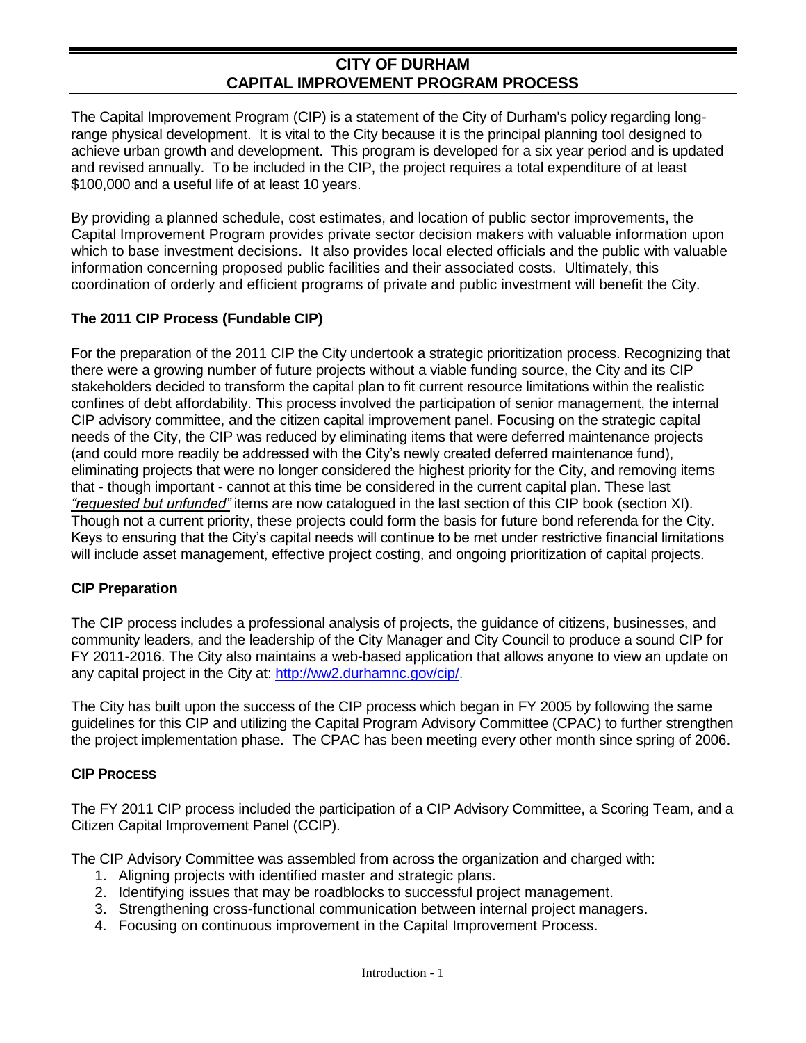# CITY OF DURHAM
# CAPITAL IMPROVEMENT PROGRAM PROCESS

The Capital Improvement Program (CIP) is a statement of the City of Durham's policy regarding long-range physical development. It is vital to the City because it is the principal planning tool designed to achieve urban growth and development. This program is developed for a six year period and is updated and revised annually. To be included in the CIP, the project requires a total expenditure of at least $100,000 and a useful life of at least 10 years.

By providing a planned schedule, cost estimates, and location of public sector improvements, the Capital Improvement Program provides private sector decision makers with valuable information upon which to base investment decisions. It also provides local elected officials and the public with valuable information concerning proposed public facilities and their associated costs. Ultimately, this coordination of orderly and efficient programs of private and public investment will benefit the City.

## The 2011 CIP Process (Fundable CIP)

For the preparation of the 2011 CIP the City undertook a strategic prioritization process. Recognizing that there were a growing number of future projects without a viable funding source, the City and its CIP stakeholders decided to transform the capital plan to fit current resource limitations within the realistic confines of debt affordability. This process involved the participation of senior management, the internal CIP advisory committee, and the citizen capital improvement panel. Focusing on the strategic capital needs of the City, the CIP was reduced by eliminating items that were deferred maintenance projects (and could more readily be addressed with the City's newly created deferred maintenance fund), eliminating projects that were no longer considered the highest priority for the City, and removing items that - though important - cannot at this time be considered in the current capital plan. These last *"requested but unfunded"* items are now catalogued in the last section of this CIP book (section XI). Though not a current priority, these projects could form the basis for future bond referenda for the City. Keys to ensuring that the City's capital needs will continue to be met under restrictive financial limitations will include asset management, effective project costing, and ongoing prioritization of capital projects.

## CIP Preparation

The CIP process includes a professional analysis of projects, the guidance of citizens, businesses, and community leaders, and the leadership of the City Manager and City Council to produce a sound CIP for FY 2011-2016. The City also maintains a web-based application that allows anyone to view an update on any capital project in the City at: http://ww2.durhamnc.gov/cip/.

The City has built upon the success of the CIP process which began in FY 2005 by following the same guidelines for this CIP and utilizing the Capital Program Advisory Committee (CPAC) to further strengthen the project implementation phase. The CPAC has been meeting every other month since spring of 2006.

## CIP Process

The FY 2011 CIP process included the participation of a CIP Advisory Committee, a Scoring Team, and a Citizen Capital Improvement Panel (CCIP).

The CIP Advisory Committee was assembled from across the organization and charged with:

1. Aligning projects with identified master and strategic plans.
2. Identifying issues that may be roadblocks to successful project management.
3. Strengthening cross-functional communication between internal project managers.
4. Focusing on continuous improvement in the Capital Improvement Process.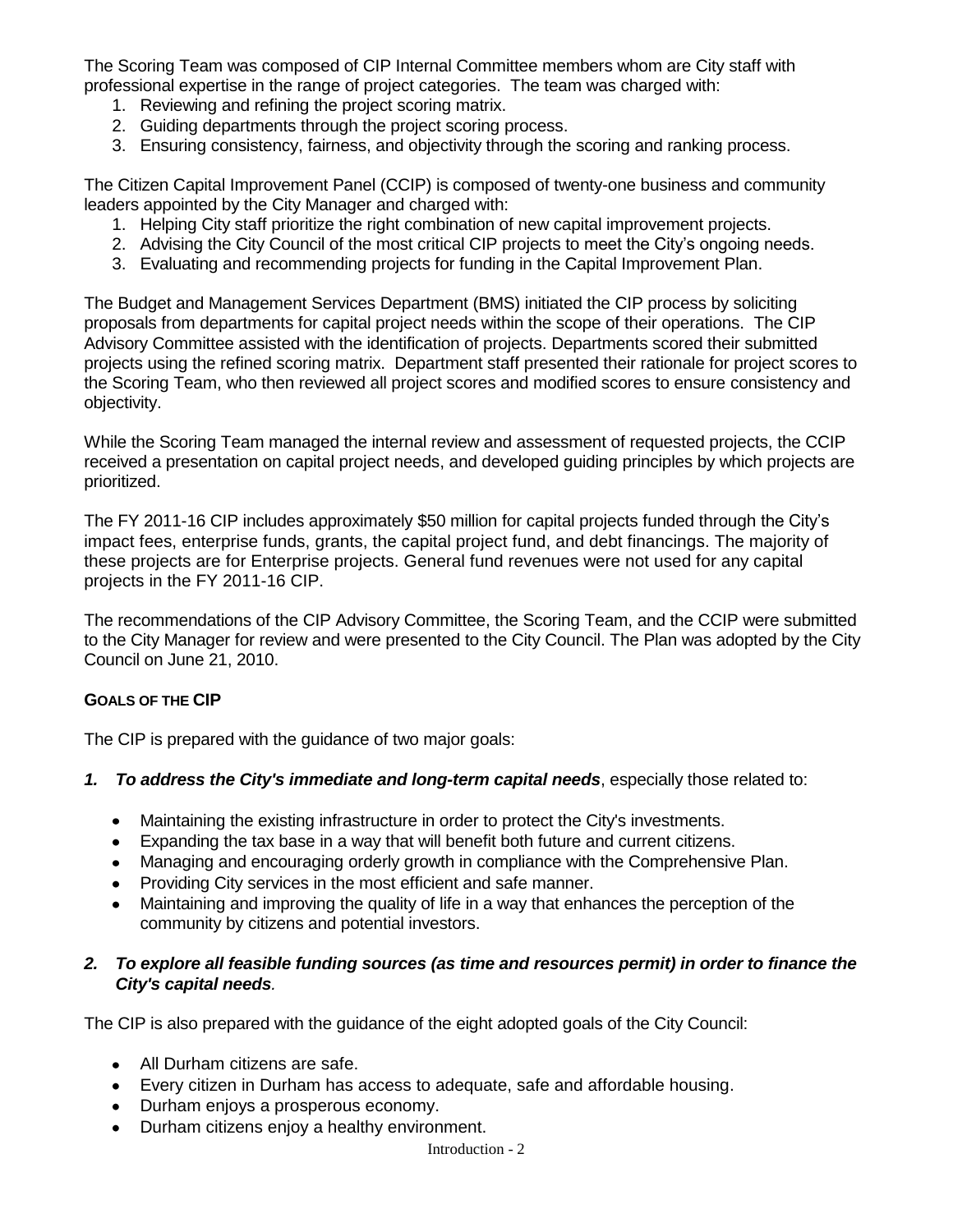The Scoring Team was composed of CIP Internal Committee members whom are City staff with professional expertise in the range of project categories. The team was charged with:

1. Reviewing and refining the project scoring matrix.
2. Guiding departments through the project scoring process.
3. Ensuring consistency, fairness, and objectivity through the scoring and ranking process.

The Citizen Capital Improvement Panel (CCIP) is composed of twenty-one business and community leaders appointed by the City Manager and charged with:

1. Helping City staff prioritize the right combination of new capital improvement projects.
2. Advising the City Council of the most critical CIP projects to meet the City's ongoing needs.
3. Evaluating and recommending projects for funding in the Capital Improvement Plan.

The Budget and Management Services Department (BMS) initiated the CIP process by soliciting proposals from departments for capital project needs within the scope of their operations. The CIP Advisory Committee assisted with the identification of projects. Departments scored their submitted projects using the refined scoring matrix. Department staff presented their rationale for project scores to the Scoring Team, who then reviewed all project scores and modified scores to ensure consistency and objectivity.

While the Scoring Team managed the internal review and assessment of requested projects, the CCIP received a presentation on capital project needs, and developed guiding principles by which projects are prioritized.

The FY 2011-16 CIP includes approximately $50 million for capital projects funded through the City's impact fees, enterprise funds, grants, the capital project fund, and debt financings. The majority of these projects are for Enterprise projects. General fund revenues were not used for any capital projects in the FY 2011-16 CIP.

The recommendations of the CIP Advisory Committee, the Scoring Team, and the CCIP were submitted to the City Manager for review and were presented to the City Council. The Plan was adopted by the City Council on June 21, 2010.

#### GOALS OF THE CIP

The CIP is prepared with the guidance of two major goals:

***1. To address the City's immediate and long-term capital needs***, especially those related to:

- Maintaining the existing infrastructure in order to protect the City's investments.
- Expanding the tax base in a way that will benefit both future and current citizens.
- Managing and encouraging orderly growth in compliance with the Comprehensive Plan.
- Providing City services in the most efficient and safe manner.
- Maintaining and improving the quality of life in a way that enhances the perception of the community by citizens and potential investors.

***2. To explore all feasible funding sources (as time and resources permit) in order to finance the City's capital needs.***

The CIP is also prepared with the guidance of the eight adopted goals of the City Council:

- All Durham citizens are safe.
- Every citizen in Durham has access to adequate, safe and affordable housing.
- Durham enjoys a prosperous economy.
- Durham citizens enjoy a healthy environment.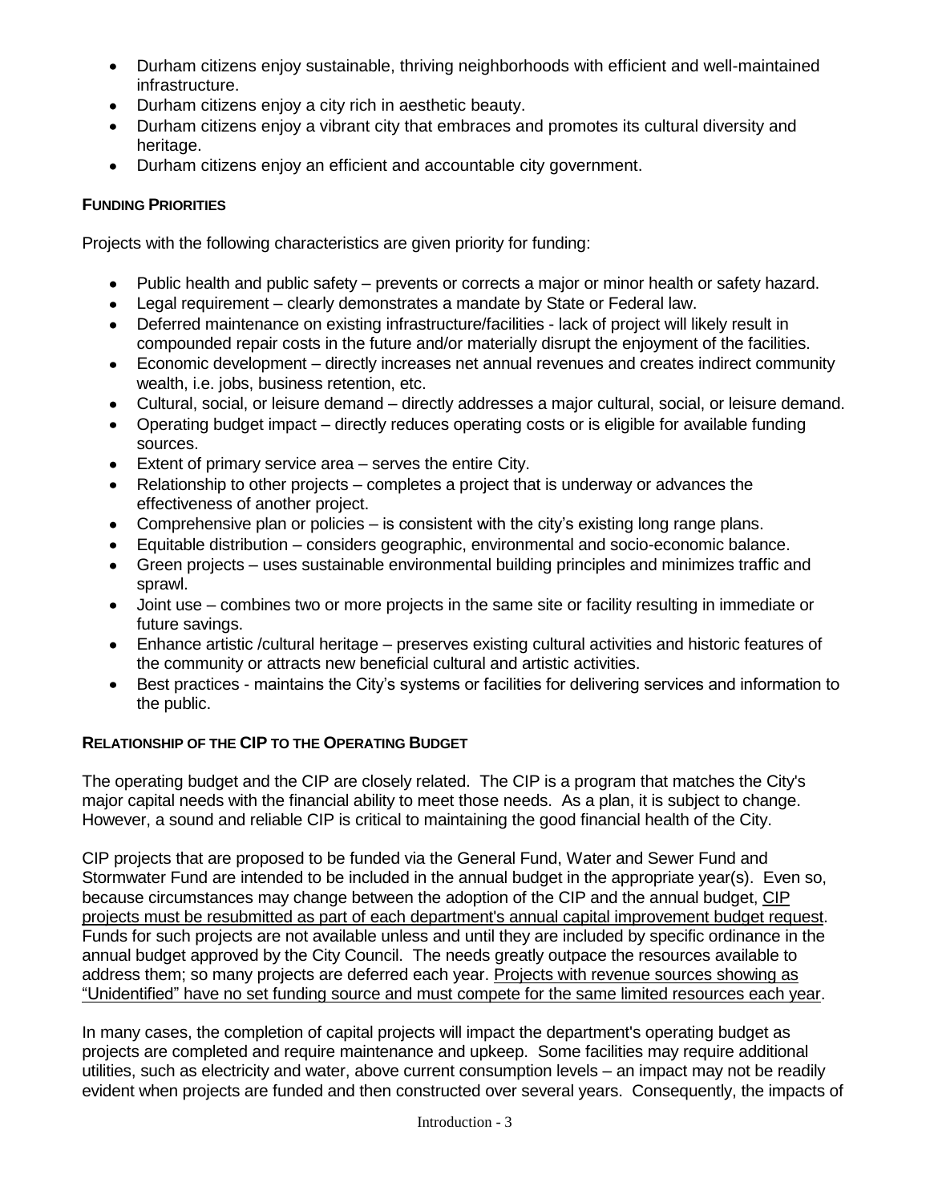- Durham citizens enjoy sustainable, thriving neighborhoods with efficient and well-maintained infrastructure.
- Durham citizens enjoy a city rich in aesthetic beauty.
- Durham citizens enjoy a vibrant city that embraces and promotes its cultural diversity and heritage.
- Durham citizens enjoy an efficient and accountable city government.

### FUNDING PRIORITIES

Projects with the following characteristics are given priority for funding:

- Public health and public safety – prevents or corrects a major or minor health or safety hazard.
- Legal requirement – clearly demonstrates a mandate by State or Federal law.
- Deferred maintenance on existing infrastructure/facilities - lack of project will likely result in compounded repair costs in the future and/or materially disrupt the enjoyment of the facilities.
- Economic development – directly increases net annual revenues and creates indirect community wealth, i.e. jobs, business retention, etc.
- Cultural, social, or leisure demand – directly addresses a major cultural, social, or leisure demand.
- Operating budget impact – directly reduces operating costs or is eligible for available funding sources.
- Extent of primary service area – serves the entire City.
- Relationship to other projects – completes a project that is underway or advances the effectiveness of another project.
- Comprehensive plan or policies – is consistent with the city's existing long range plans.
- Equitable distribution – considers geographic, environmental and socio-economic balance.
- Green projects – uses sustainable environmental building principles and minimizes traffic and sprawl.
- Joint use – combines two or more projects in the same site or facility resulting in immediate or future savings.
- Enhance artistic /cultural heritage – preserves existing cultural activities and historic features of the community or attracts new beneficial cultural and artistic activities.
- Best practices - maintains the City's systems or facilities for delivering services and information to the public.

### RELATIONSHIP OF THE CIP TO THE OPERATING BUDGET

The operating budget and the CIP are closely related. The CIP is a program that matches the City's major capital needs with the financial ability to meet those needs. As a plan, it is subject to change. However, a sound and reliable CIP is critical to maintaining the good financial health of the City.

CIP projects that are proposed to be funded via the General Fund, Water and Sewer Fund and Stormwater Fund are intended to be included in the annual budget in the appropriate year(s). Even so, because circumstances may change between the adoption of the CIP and the annual budget, CIP projects must be resubmitted as part of each department's annual capital improvement budget request. Funds for such projects are not available unless and until they are included by specific ordinance in the annual budget approved by the City Council. The needs greatly outpace the resources available to address them; so many projects are deferred each year. Projects with revenue sources showing as "Unidentified" have no set funding source and must compete for the same limited resources each year.

In many cases, the completion of capital projects will impact the department's operating budget as projects are completed and require maintenance and upkeep. Some facilities may require additional utilities, such as electricity and water, above current consumption levels – an impact may not be readily evident when projects are funded and then constructed over several years. Consequently, the impacts of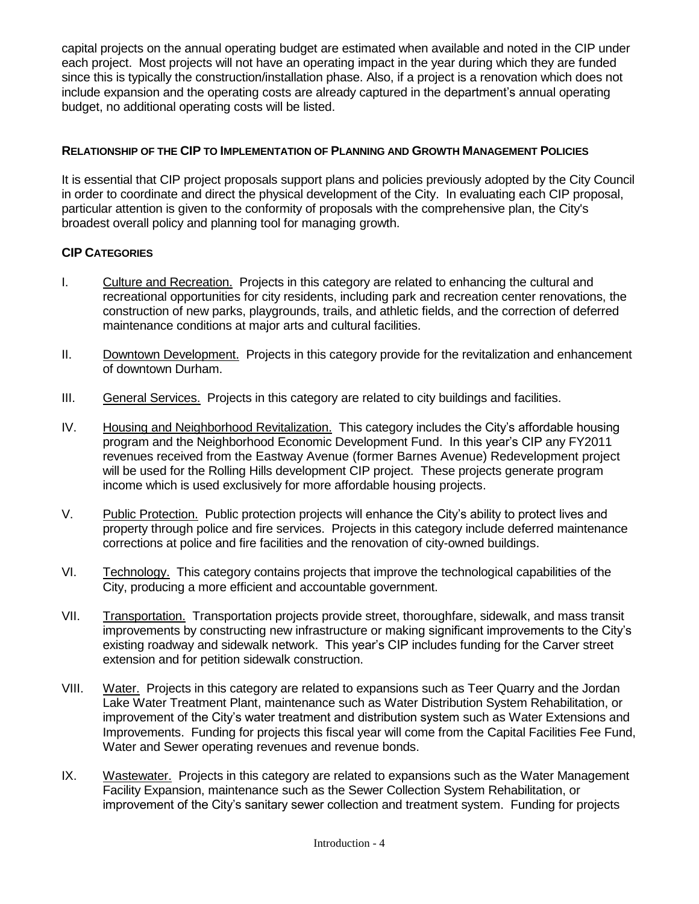capital projects on the annual operating budget are estimated when available and noted in the CIP under each project. Most projects will not have an operating impact in the year during which they are funded since this is typically the construction/installation phase. Also, if a project is a renovation which does not include expansion and the operating costs are already captured in the department's annual operating budget, no additional operating costs will be listed.

**RELATIONSHIP OF THE CIP TO IMPLEMENTATION OF PLANNING AND GROWTH MANAGEMENT POLICIES**

It is essential that CIP project proposals support plans and policies previously adopted by the City Council in order to coordinate and direct the physical development of the City. In evaluating each CIP proposal, particular attention is given to the conformity of proposals with the comprehensive plan, the City's broadest overall policy and planning tool for managing growth.

**CIP CATEGORIES**

I. Culture and Recreation. Projects in this category are related to enhancing the cultural and recreational opportunities for city residents, including park and recreation center renovations, the construction of new parks, playgrounds, trails, and athletic fields, and the correction of deferred maintenance conditions at major arts and cultural facilities.

II. Downtown Development. Projects in this category provide for the revitalization and enhancement of downtown Durham.

III. General Services. Projects in this category are related to city buildings and facilities.

IV. Housing and Neighborhood Revitalization. This category includes the City's affordable housing program and the Neighborhood Economic Development Fund. In this year's CIP any FY2011 revenues received from the Eastway Avenue (former Barnes Avenue) Redevelopment project will be used for the Rolling Hills development CIP project. These projects generate program income which is used exclusively for more affordable housing projects.

V. Public Protection. Public protection projects will enhance the City's ability to protect lives and property through police and fire services. Projects in this category include deferred maintenance corrections at police and fire facilities and the renovation of city-owned buildings.

VI. Technology. This category contains projects that improve the technological capabilities of the City, producing a more efficient and accountable government.

VII. Transportation. Transportation projects provide street, thoroughfare, sidewalk, and mass transit improvements by constructing new infrastructure or making significant improvements to the City's existing roadway and sidewalk network. This year's CIP includes funding for the Carver street extension and for petition sidewalk construction.

VIII. Water. Projects in this category are related to expansions such as Teer Quarry and the Jordan Lake Water Treatment Plant, maintenance such as Water Distribution System Rehabilitation, or improvement of the City's water treatment and distribution system such as Water Extensions and Improvements. Funding for projects this fiscal year will come from the Capital Facilities Fee Fund, Water and Sewer operating revenues and revenue bonds.

IX. Wastewater. Projects in this category are related to expansions such as the Water Management Facility Expansion, maintenance such as the Sewer Collection System Rehabilitation, or improvement of the City's sanitary sewer collection and treatment system. Funding for projects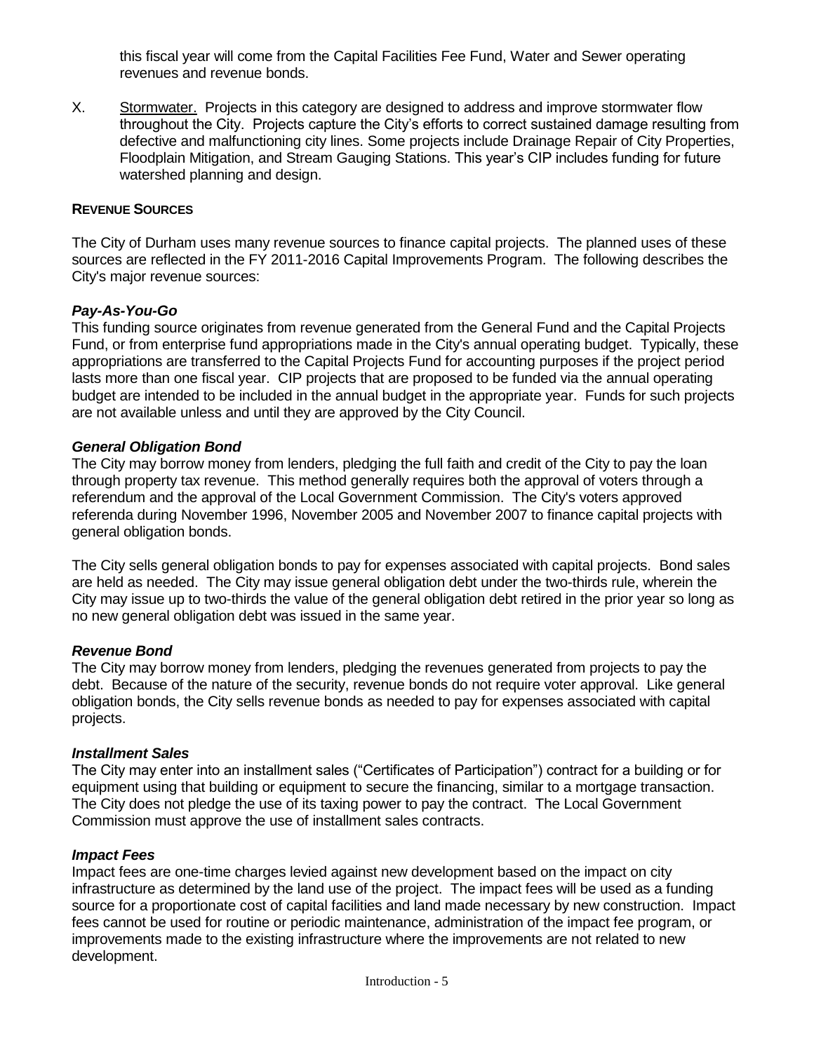this fiscal year will come from the Capital Facilities Fee Fund, Water and Sewer operating revenues and revenue bonds.

X. Stormwater. Projects in this category are designed to address and improve stormwater flow throughout the City. Projects capture the City's efforts to correct sustained damage resulting from defective and malfunctioning city lines. Some projects include Drainage Repair of City Properties, Floodplain Mitigation, and Stream Gauging Stations. This year's CIP includes funding for future watershed planning and design.

## REVENUE SOURCES

The City of Durham uses many revenue sources to finance capital projects. The planned uses of these sources are reflected in the FY 2011-2016 Capital Improvements Program. The following describes the City's major revenue sources:

### *Pay-As-You-Go*

This funding source originates from revenue generated from the General Fund and the Capital Projects Fund, or from enterprise fund appropriations made in the City's annual operating budget. Typically, these appropriations are transferred to the Capital Projects Fund for accounting purposes if the project period lasts more than one fiscal year. CIP projects that are proposed to be funded via the annual operating budget are intended to be included in the annual budget in the appropriate year. Funds for such projects are not available unless and until they are approved by the City Council.

### *General Obligation Bond*

The City may borrow money from lenders, pledging the full faith and credit of the City to pay the loan through property tax revenue. This method generally requires both the approval of voters through a referendum and the approval of the Local Government Commission. The City's voters approved referenda during November 1996, November 2005 and November 2007 to finance capital projects with general obligation bonds.

The City sells general obligation bonds to pay for expenses associated with capital projects. Bond sales are held as needed. The City may issue general obligation debt under the two-thirds rule, wherein the City may issue up to two-thirds the value of the general obligation debt retired in the prior year so long as no new general obligation debt was issued in the same year.

### *Revenue Bond*

The City may borrow money from lenders, pledging the revenues generated from projects to pay the debt. Because of the nature of the security, revenue bonds do not require voter approval. Like general obligation bonds, the City sells revenue bonds as needed to pay for expenses associated with capital projects.

### *Installment Sales*

The City may enter into an installment sales ("Certificates of Participation") contract for a building or for equipment using that building or equipment to secure the financing, similar to a mortgage transaction. The City does not pledge the use of its taxing power to pay the contract. The Local Government Commission must approve the use of installment sales contracts.

### *Impact Fees*

Impact fees are one-time charges levied against new development based on the impact on city infrastructure as determined by the land use of the project. The impact fees will be used as a funding source for a proportionate cost of capital facilities and land made necessary by new construction. Impact fees cannot be used for routine or periodic maintenance, administration of the impact fee program, or improvements made to the existing infrastructure where the improvements are not related to new development.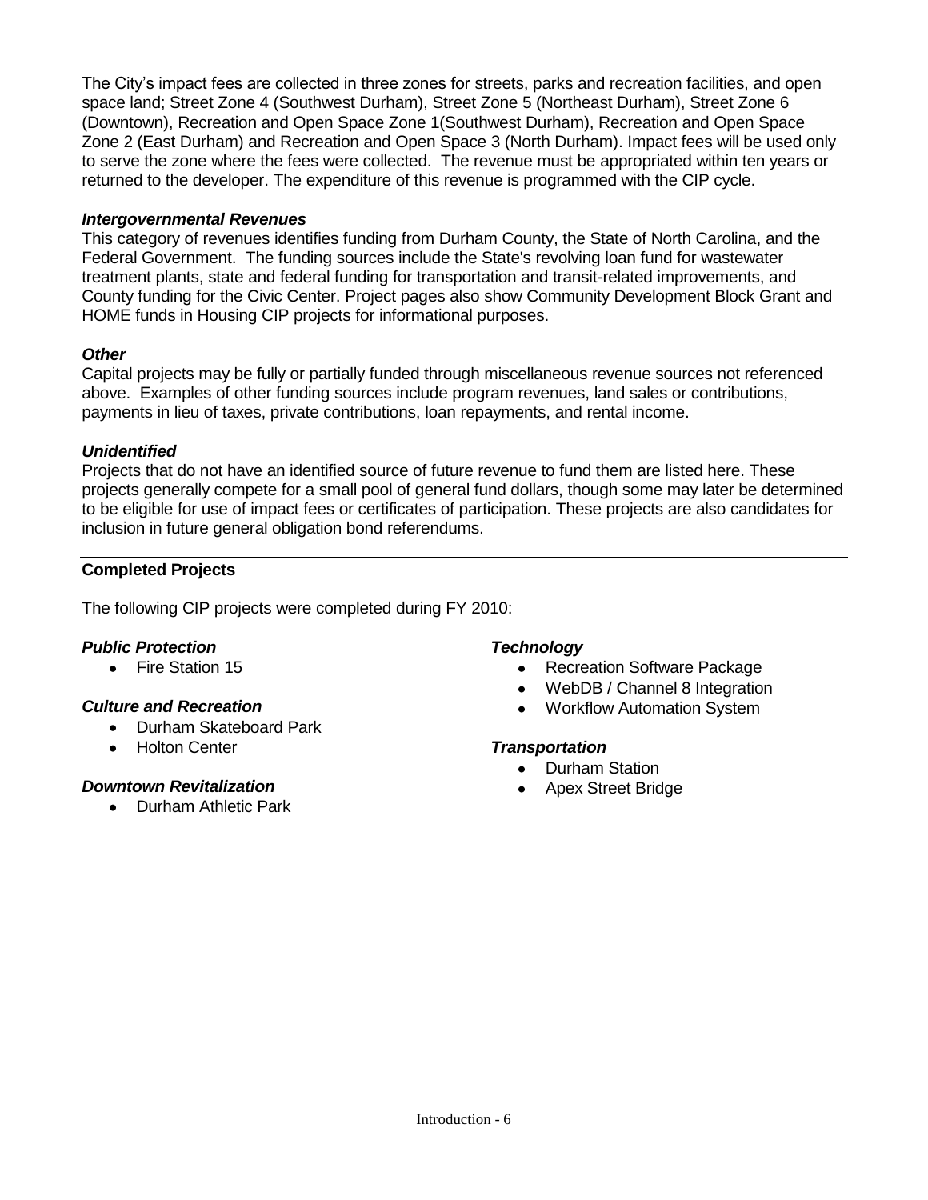The City's impact fees are collected in three zones for streets, parks and recreation facilities, and open space land; Street Zone 4 (Southwest Durham), Street Zone 5 (Northeast Durham), Street Zone 6 (Downtown), Recreation and Open Space Zone 1(Southwest Durham), Recreation and Open Space Zone 2 (East Durham) and Recreation and Open Space 3 (North Durham). Impact fees will be used only to serve the zone where the fees were collected. The revenue must be appropriated within ten years or returned to the developer. The expenditure of this revenue is programmed with the CIP cycle.

***Intergovernmental Revenues***

This category of revenues identifies funding from Durham County, the State of North Carolina, and the Federal Government. The funding sources include the State's revolving loan fund for wastewater treatment plants, state and federal funding for transportation and transit-related improvements, and County funding for the Civic Center. Project pages also show Community Development Block Grant and HOME funds in Housing CIP projects for informational purposes.

***Other***

Capital projects may be fully or partially funded through miscellaneous revenue sources not referenced above. Examples of other funding sources include program revenues, land sales or contributions, payments in lieu of taxes, private contributions, loan repayments, and rental income.

***Unidentified***

Projects that do not have an identified source of future revenue to fund them are listed here. These projects generally compete for a small pool of general fund dollars, though some may later be determined to be eligible for use of impact fees or certificates of participation. These projects are also candidates for inclusion in future general obligation bond referendums.

---

**Completed Projects**

The following CIP projects were completed during FY 2010:

***Public Protection***

- Fire Station 15

***Culture and Recreation***

- Durham Skateboard Park
- Holton Center

***Downtown Revitalization***

- Durham Athletic Park

***Technology***

- Recreation Software Package
- WebDB / Channel 8 Integration
- Workflow Automation System

***Transportation***

- Durham Station
- Apex Street Bridge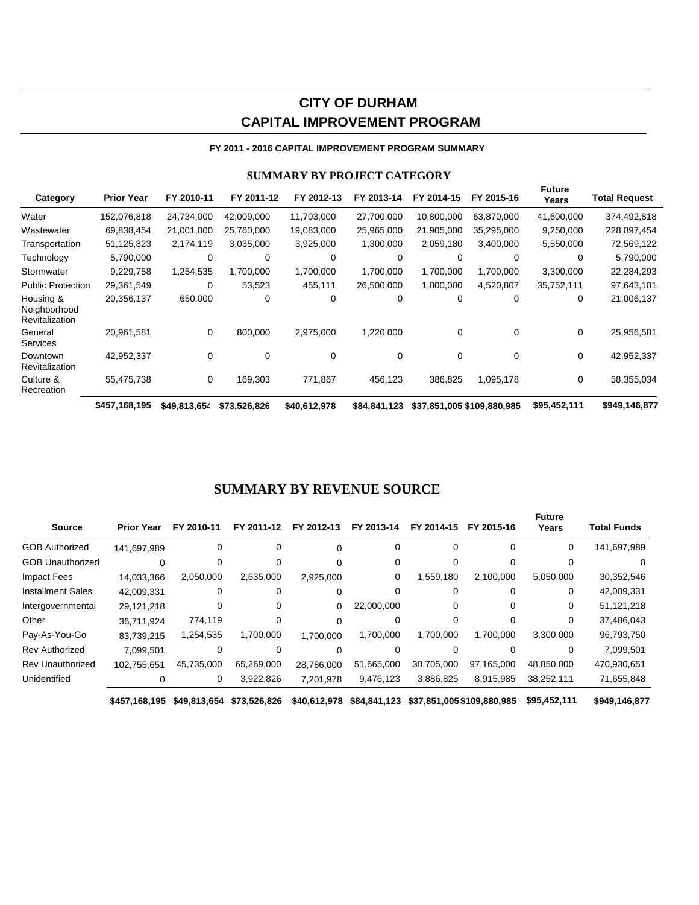# CITY OF DURHAM
# CAPITAL IMPROVEMENT PROGRAM

### FY 2011 - 2016 CAPITAL IMPROVEMENT PROGRAM SUMMARY

## SUMMARY BY PROJECT CATEGORY

| Category | Prior Year | FY 2010-11 | FY 2011-12 | FY 2012-13 | FY 2013-14 | FY 2014-15 | FY 2015-16 | Future Years | Total Request |
|---|---|---|---|---|---|---|---|---|---|
| Water | 152,076,818 | 24,734,000 | 42,009,000 | 11,703,000 | 27,700,000 | 10,800,000 | 63,870,000 | 41,600,000 | 374,492,818 |
| Wastewater | 69,838,454 | 21,001,000 | 25,760,000 | 19,083,000 | 25,965,000 | 21,905,000 | 35,295,000 | 9,250,000 | 228,097,454 |
| Transportation | 51,125,823 | 2,174,119 | 3,035,000 | 3,925,000 | 1,300,000 | 2,059,180 | 3,400,000 | 5,550,000 | 72,569,122 |
| Technology | 5,790,000 | 0 | 0 | 0 | 0 | 0 | 0 | 0 | 5,790,000 |
| Stormwater | 9,229,758 | 1,254,535 | 1,700,000 | 1,700,000 | 1,700,000 | 1,700,000 | 1,700,000 | 3,300,000 | 22,284,293 |
| Public Protection | 29,361,549 | 0 | 53,523 | 455,111 | 26,500,000 | 1,000,000 | 4,520,807 | 35,752,111 | 97,643,101 |
| Housing & Neighborhood Revitalization | 20,356,137 | 650,000 | 0 | 0 | 0 | 0 | 0 | 0 | 21,006,137 |
| General Services | 20,961,581 | 0 | 800,000 | 2,975,000 | 1,220,000 | 0 | 0 | 0 | 25,956,581 |
| Downtown Revitalization | 42,952,337 | 0 | 0 | 0 | 0 | 0 | 0 | 0 | 42,952,337 |
| Culture & Recreation | 55,475,738 | 0 | 169,303 | 771,867 | 456,123 | 386,825 | 1,095,178 | 0 | 58,355,034 |
| | **$457,168,195** | **$49,813,654** | **$73,526,826** | **$40,612,978** | **$84,841,123** | **$37,851,005** | **$109,880,985** | **$95,452,111** | **$949,146,877** |

## SUMMARY BY REVENUE SOURCE

| Source | Prior Year | FY 2010-11 | FY 2011-12 | FY 2012-13 | FY 2013-14 | FY 2014-15 | FY 2015-16 | Future Years | Total Funds |
|---|---|---|---|---|---|---|---|---|---|
| GOB Authorized | 141,697,989 | 0 | 0 | 0 | 0 | 0 | 0 | 0 | 141,697,989 |
| GOB Unauthorized | 0 | 0 | 0 | 0 | 0 | 0 | 0 | 0 | 0 |
| Impact Fees | 14,033,366 | 2,050,000 | 2,635,000 | 2,925,000 | 0 | 1,559,180 | 2,100,000 | 5,050,000 | 30,352,546 |
| Installment Sales | 42,009,331 | 0 | 0 | 0 | 0 | 0 | 0 | 0 | 42,009,331 |
| Intergovernmental | 29,121,218 | 0 | 0 | 0 | 22,000,000 | 0 | 0 | 0 | 51,121,218 |
| Other | 36,711,924 | 774,119 | 0 | 0 | 0 | 0 | 0 | 0 | 37,486,043 |
| Pay-As-You-Go | 83,739,215 | 1,254,535 | 1,700,000 | 1,700,000 | 1,700,000 | 1,700,000 | 1,700,000 | 3,300,000 | 96,793,750 |
| Rev Authorized | 7,099,501 | 0 | 0 | 0 | 0 | 0 | 0 | 0 | 7,099,501 |
| Rev Unauthorized | 102,755,651 | 45,735,000 | 65,269,000 | 28,786,000 | 51,665,000 | 30,705,000 | 97,165,000 | 48,850,000 | 470,930,651 |
| Unidentified | 0 | 0 | 3,922,826 | 7,201,978 | 9,476,123 | 3,886,825 | 8,915,985 | 38,252,111 | 71,655,848 |
| | **$457,168,195** | **$49,813,654** | **$73,526,826** | **$40,612,978** | **$84,841,123** | **$37,851,005** | **$109,880,985** | **$95,452,111** | **$949,146,877** |